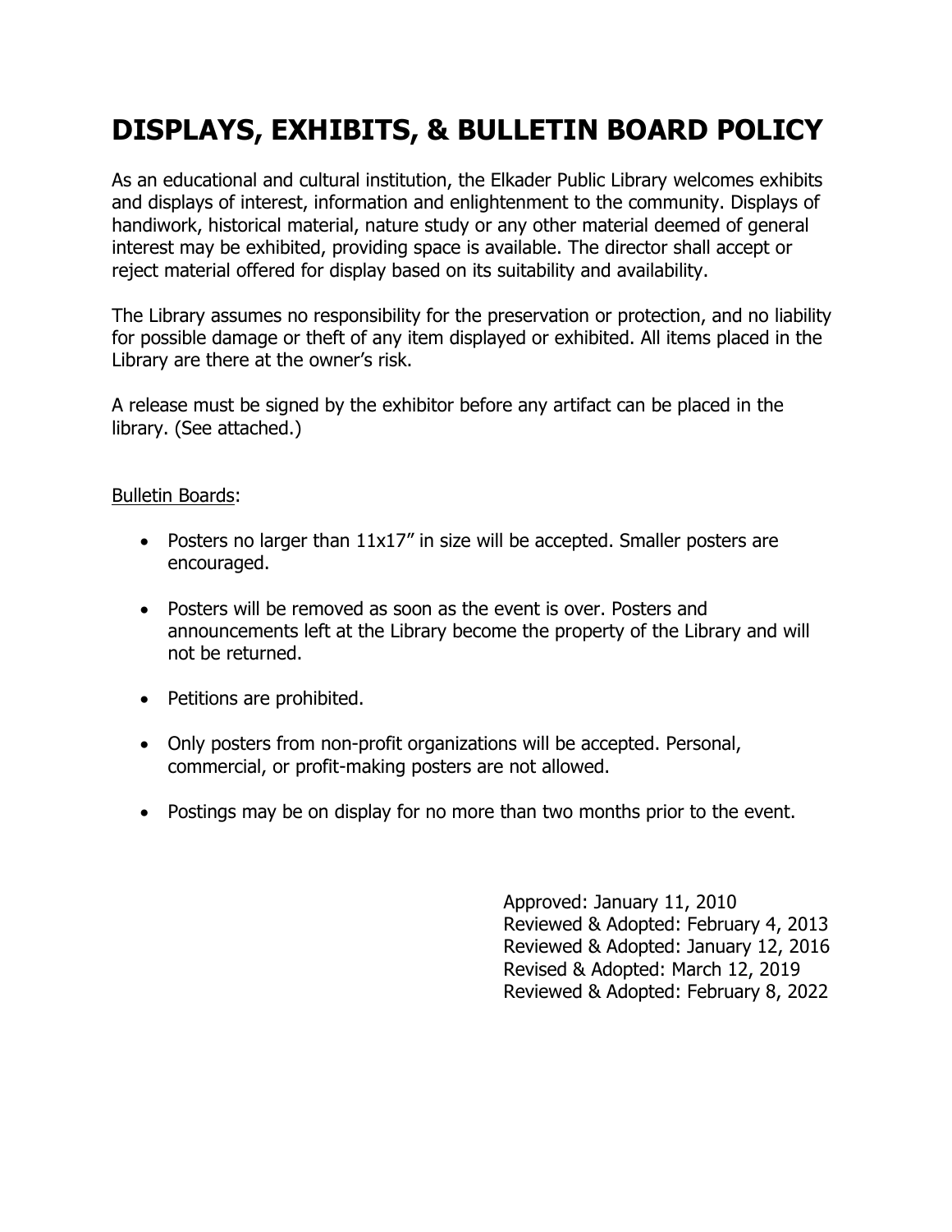# DISPLAYS, EXHIBITS, & BULLETIN BOARD POLICY

As an educational and cultural institution, the Elkader Public Library welcomes exhibits and displays of interest, information and enlightenment to the community. Displays of handiwork, historical material, nature study or any other material deemed of general interest may be exhibited, providing space is available. The director shall accept or reject material offered for display based on its suitability and availability.

The Library assumes no responsibility for the preservation or protection, and no liability for possible damage or theft of any item displayed or exhibited. All items placed in the Library are there at the owner's risk.

A release must be signed by the exhibitor before any artifact can be placed in the library. (See attached.)

<u>Bulletin Boards</u>:

- Posters no larger than 11x17" in size will be accepted. Smaller posters are encouraged.
- Posters will be removed as soon as the event is over. Posters and announcements left at the Library become the property of the Library and will not be returned.
- Petitions are prohibited.
- Only posters from non-profit organizations will be accepted. Personal, commercial, or profit-making posters are not allowed.
- Postings may be on display for no more than two months prior to the event.

Approved: January 11, 2010
Reviewed & Adopted: February 4, 2013
Reviewed & Adopted: January 12, 2016
Revised & Adopted: March 12, 2019
Reviewed & Adopted: February 8, 2022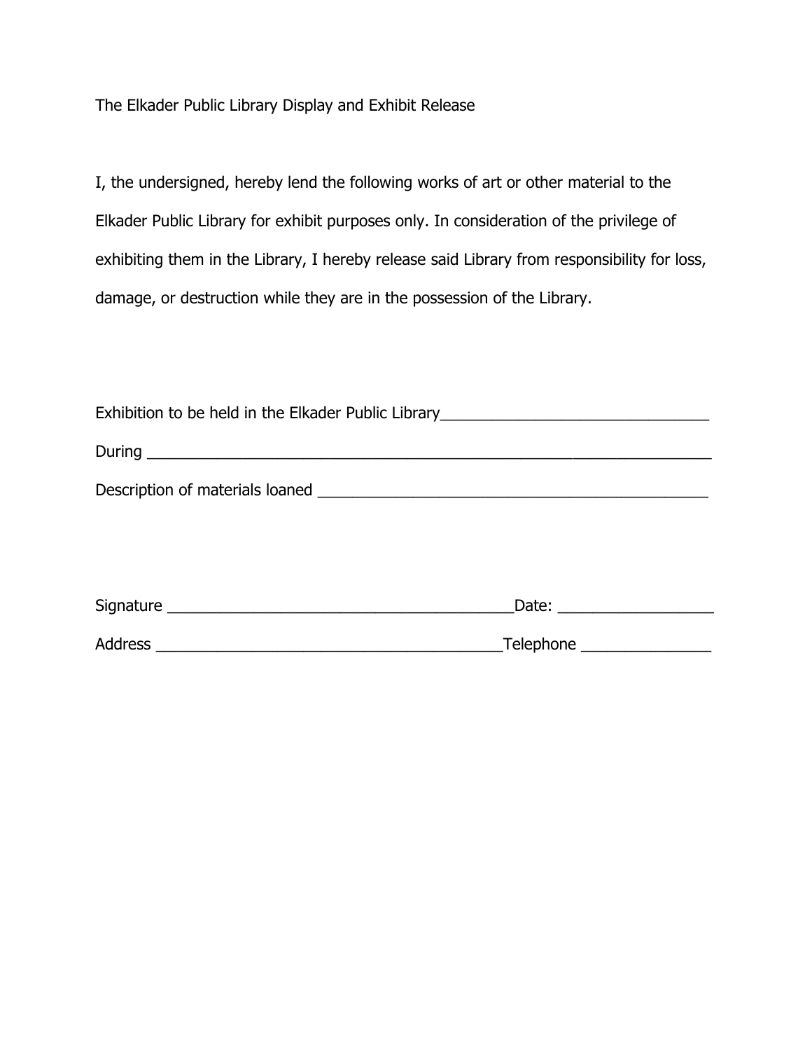The Elkader Public Library Display and Exhibit Release

I, the undersigned, hereby lend the following works of art or other material to the Elkader Public Library for exhibit purposes only. In consideration of the privilege of exhibiting them in the Library, I hereby release said Library from responsibility for loss, damage, or destruction while they are in the possession of the Library.

Exhibition to be held in the Elkader Public Library_______________________________

During _______________________________________________________________

Description of materials loaned _____________________________________________

Signature ________________________________________Date: __________________

Address ________________________________________Telephone _______________